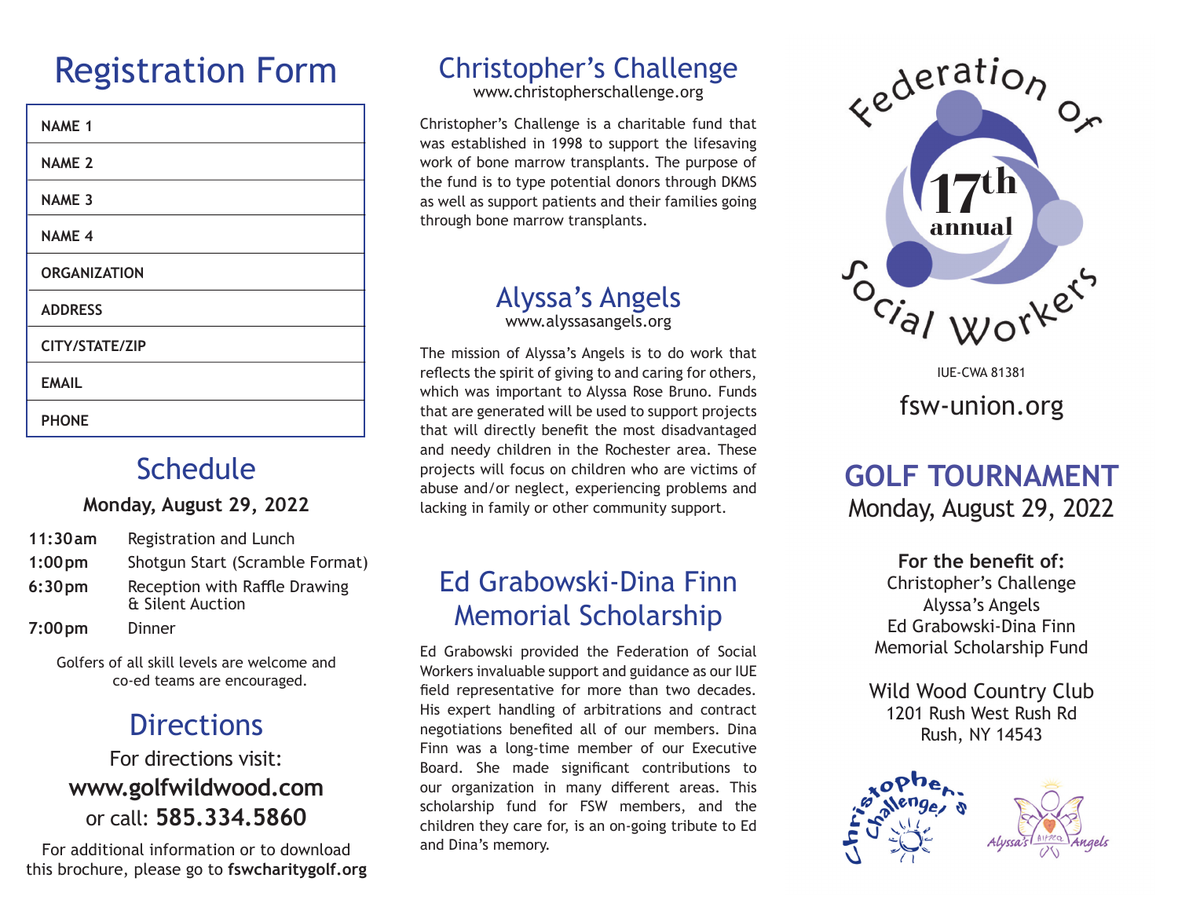# Registration Form

| NAME 1 |
|---|
| NAME 2 |
| NAME 3 |
| NAME 4 |
| ORGANIZATION |
| ADDRESS |
| CITY/STATE/ZIP |
| EMAIL |
| PHONE |

## Schedule

**Monday, August 29, 2022**

| | |
|---|---|
| **11:30am** | Registration and Lunch |
| **1:00pm** | Shotgun Start (Scramble Format) |
| **6:30pm** | Reception with Raffle Drawing & Silent Auction |
| **7:00pm** | Dinner |

Golfers of all skill levels are welcome and co-ed teams are encouraged.

## Directions

For directions visit:
**www.golfwildwood.com**
or call: **585.334.5860**

For additional information or to download this brochure, please go to **fswcharitygolf.org**

## Christopher's Challenge

www.christopherschallenge.org

Christopher's Challenge is a charitable fund that was established in 1998 to support the lifesaving work of bone marrow transplants. The purpose of the fund is to type potential donors through DKMS as well as support patients and their families going through bone marrow transplants.

## Alyssa's Angels

www.alyssasangels.org

The mission of Alyssa's Angels is to do work that reflects the spirit of giving to and caring for others, which was important to Alyssa Rose Bruno. Funds that are generated will be used to support projects that will directly benefit the most disadvantaged and needy children in the Rochester area. These projects will focus on children who are victims of abuse and/or neglect, experiencing problems and lacking in family or other community support.

## Ed Grabowski-Dina Finn Memorial Scholarship

Ed Grabowski provided the Federation of Social Workers invaluable support and guidance as our IUE field representative for more than two decades. His expert handling of arbitrations and contract negotiations benefited all of our members. Dina Finn was a long-time member of our Executive Board. She made significant contributions to our organization in many different areas. This scholarship fund for FSW members, and the children they care for, is an on-going tribute to Ed and Dina's memory.

Federation of Social Workers
17th annual

IUE-CWA 81381

fsw-union.org

# GOLF TOURNAMENT

Monday, August 29, 2022

**For the benefit of:**
Christopher's Challenge
Alyssa's Angels
Ed Grabowski-Dina Finn Memorial Scholarship Fund

Wild Wood Country Club
1201 Rush West Rush Rd
Rush, NY 14543

Christopher's Challenge

Alyssa's Angels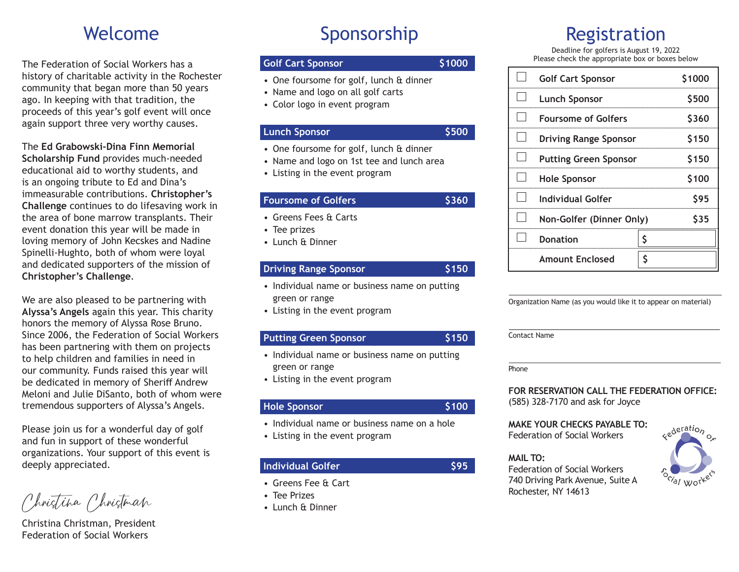# Welcome

The Federation of Social Workers has a history of charitable activity in the Rochester community that began more than 50 years ago. In keeping with that tradition, the proceeds of this year's golf event will once again support three very worthy causes.

The **Ed Grabowski-Dina Finn Memorial Scholarship Fund** provides much-needed educational aid to worthy students, and is an ongoing tribute to Ed and Dina's immeasurable contributions. **Christopher's Challenge** continues to do lifesaving work in the area of bone marrow transplants. Their event donation this year will be made in loving memory of John Kecskes and Nadine Spinelli-Hughto, both of whom were loyal and dedicated supporters of the mission of **Christopher's Challenge**.

We are also pleased to be partnering with **Alyssa's Angels** again this year. This charity honors the memory of Alyssa Rose Bruno. Since 2006, the Federation of Social Workers has been partnering with them on projects to help children and families in need in our community. Funds raised this year will be dedicated in memory of Sheriff Andrew Meloni and Julie DiSanto, both of whom were tremendous supporters of Alyssa's Angels.

Please join us for a wonderful day of golf and fun in support of these wonderful organizations. Your support of this event is deeply appreciated.

*Christina Christman*

Christina Christman, President
Federation of Social Workers

# Sponsorship

### Golf Cart Sponsor — $1000

- One foursome for golf, lunch & dinner
- Name and logo on all golf carts
- Color logo in event program

### Lunch Sponsor — $500

- One foursome for golf, lunch & dinner
- Name and logo on 1st tee and lunch area
- Listing in the event program

### Foursome of Golfers — $360

- Greens Fees & Carts
- Tee prizes
- Lunch & Dinner

### Driving Range Sponsor — $150

- Individual name or business name on putting green or range
- Listing in the event program

### Putting Green Sponsor — $150

- Individual name or business name on putting green or range
- Listing in the event program

### Hole Sponsor — $100

- Individual name or business name on a hole
- Listing in the event program

### Individual Golfer — $95

- Greens Fee & Cart
- Tee Prizes
- Lunch & Dinner

# Registration

Deadline for golfers is August 19, 2022
Please check the appropriate box or boxes below

| | | |
|---|---|---|
| ☐ | **Golf Cart Sponsor** | **$1000** |
| ☐ | **Lunch Sponsor** | **$500** |
| ☐ | **Foursome of Golfers** | **$360** |
| ☐ | **Driving Range Sponsor** | **$150** |
| ☐ | **Putting Green Sponsor** | **$150** |
| ☐ | **Hole Sponsor** | **$100** |
| ☐ | **Individual Golfer** | **$95** |
| ☐ | **Non-Golfer (Dinner Only)** | **$35** |
| ☐ | **Donation** | **$** |
| | **Amount Enclosed** | **$** |

Organization Name (as you would like it to appear on material)

Contact Name

Phone

**FOR RESERVATION CALL THE FEDERATION OFFICE:**
(585) 328-7170 and ask for Joyce

**MAKE YOUR CHECKS PAYABLE TO:**
Federation of Social Workers

**MAIL TO:**
Federation of Social Workers
740 Driving Park Avenue, Suite A
Rochester, NY 14613

Federation of Social Workers